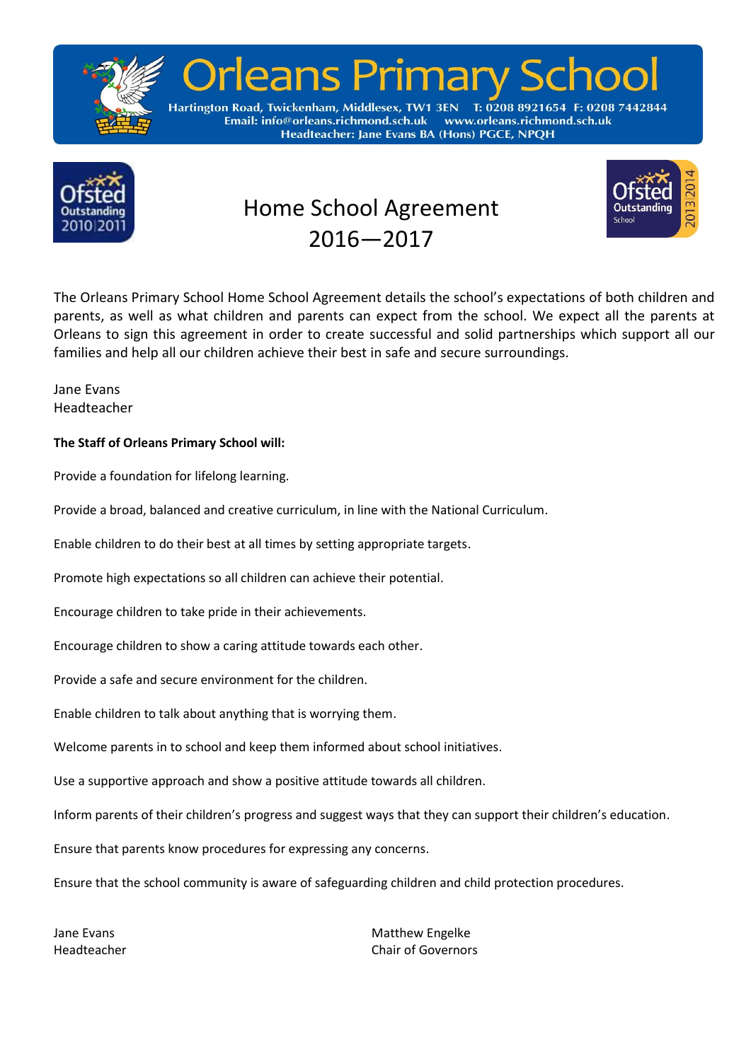# Orleans Primary School

Hartington Road, Twickenham, Middlesex, TW1 3EN T: 0208 8921654 F: 0208 7442844
Email: info@orleans.richmond.sch.uk www.orleans.richmond.sch.uk
Headteacher: Jane Evans BA (Hons) PGCE, NPQH

Ofsted Outstanding 2010|2011

Ofsted Outstanding School 2013|2014

## Home School Agreement 2016—2017

The Orleans Primary School Home School Agreement details the school's expectations of both children and parents, as well as what children and parents can expect from the school. We expect all the parents at Orleans to sign this agreement in order to create successful and solid partnerships which support all our families and help all our children achieve their best in safe and secure surroundings.

Jane Evans
Headteacher

**The Staff of Orleans Primary School will:**

Provide a foundation for lifelong learning.

Provide a broad, balanced and creative curriculum, in line with the National Curriculum.

Enable children to do their best at all times by setting appropriate targets.

Promote high expectations so all children can achieve their potential.

Encourage children to take pride in their achievements.

Encourage children to show a caring attitude towards each other.

Provide a safe and secure environment for the children.

Enable children to talk about anything that is worrying them.

Welcome parents in to school and keep them informed about school initiatives.

Use a supportive approach and show a positive attitude towards all children.

Inform parents of their children's progress and suggest ways that they can support their children's education.

Ensure that parents know procedures for expressing any concerns.

Ensure that the school community is aware of safeguarding children and child protection procedures.

Jane Evans
Headteacher

Matthew Engelke
Chair of Governors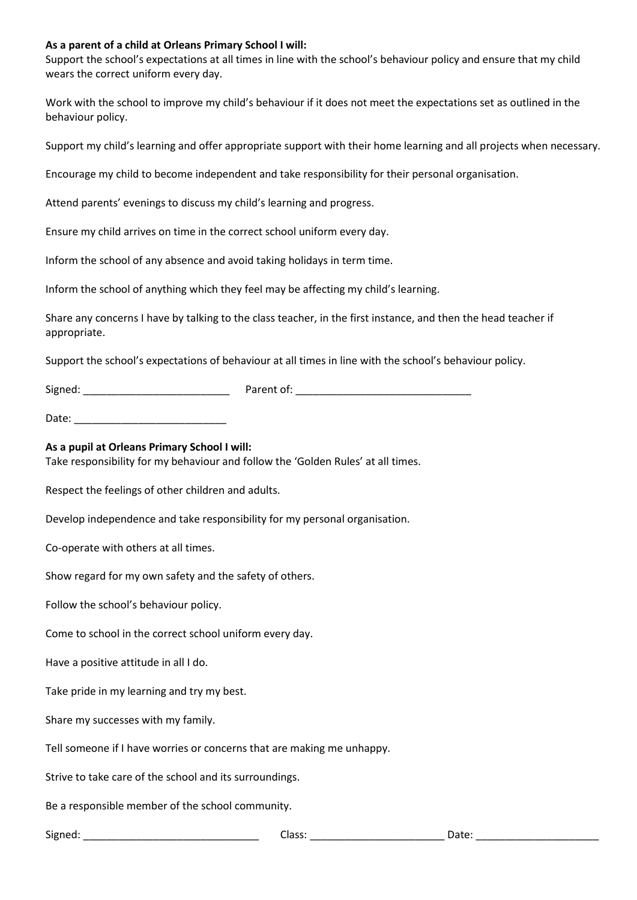**As a parent of a child at Orleans Primary School I will:**

Support the school's expectations at all times in line with the school's behaviour policy and ensure that my child wears the correct uniform every day.

Work with the school to improve my child's behaviour if it does not meet the expectations set as outlined in the behaviour policy.

Support my child's learning and offer appropriate support with their home learning and all projects when necessary.

Encourage my child to become independent and take responsibility for their personal organisation.

Attend parents' evenings to discuss my child's learning and progress.

Ensure my child arrives on time in the correct school uniform every day.

Inform the school of any absence and avoid taking holidays in term time.

Inform the school of anything which they feel may be affecting my child's learning.

Share any concerns I have by talking to the class teacher, in the first instance, and then the head teacher if appropriate.

Support the school's expectations of behaviour at all times in line with the school's behaviour policy.

Signed: _________________________ Parent of: ______________________________

Date: __________________________

**As a pupil at Orleans Primary School I will:**

Take responsibility for my behaviour and follow the 'Golden Rules' at all times.

Respect the feelings of other children and adults.

Develop independence and take responsibility for my personal organisation.

Co-operate with others at all times.

Show regard for my own safety and the safety of others.

Follow the school's behaviour policy.

Come to school in the correct school uniform every day.

Have a positive attitude in all I do.

Take pride in my learning and try my best.

Share my successes with my family.

Tell someone if I have worries or concerns that are making me unhappy.

Strive to take care of the school and its surroundings.

Be a responsible member of the school community.

Signed: ______________________________ Class: ______________________ Date: ____________________